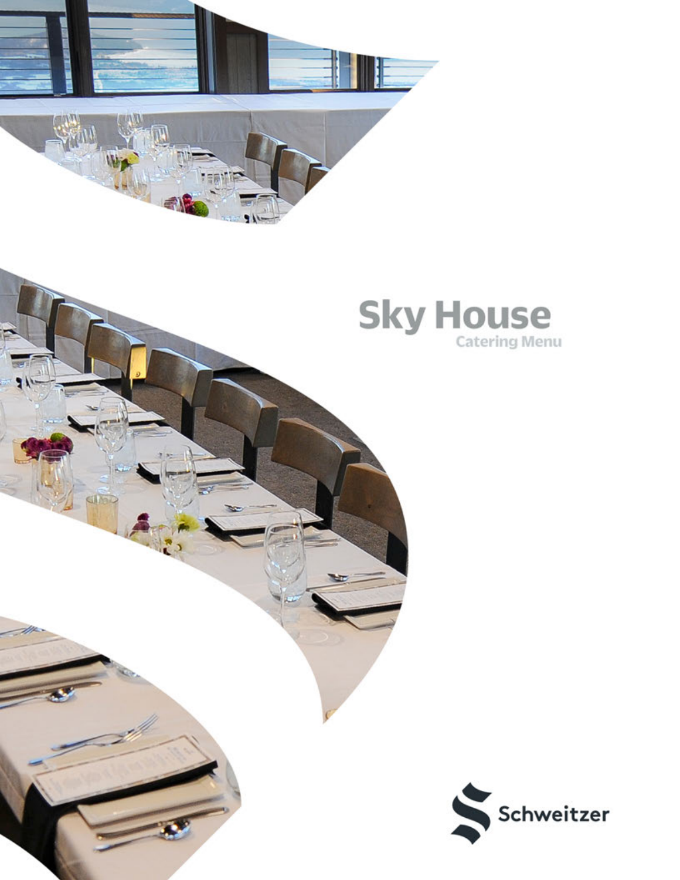# Sky House

Catering Menu

Schweitzer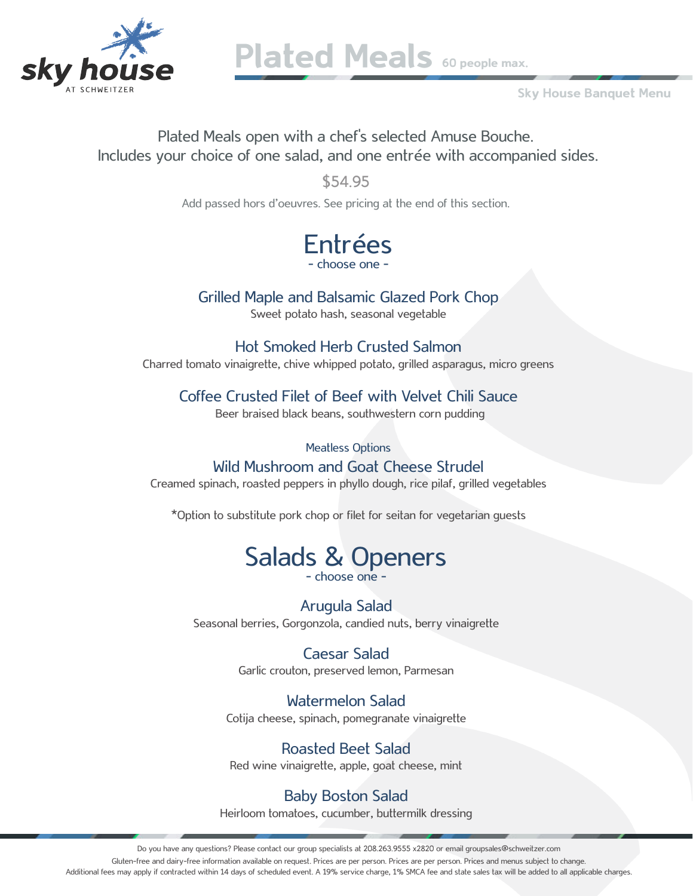# Plated Meals 60 people max.

Sky House Banquet Menu

Plated Meals open with a chef's selected Amuse Bouche.
Includes your choice of one salad, and one entrée with accompanied sides.

$54.95

Add passed hors d'oeuvres. See pricing at the end of this section.

## Entrées

- choose one -

### Grilled Maple and Balsamic Glazed Pork Chop

Sweet potato hash, seasonal vegetable

### Hot Smoked Herb Crusted Salmon

Charred tomato vinaigrette, chive whipped potato, grilled asparagus, micro greens

### Coffee Crusted Filet of Beef with Velvet Chili Sauce

Beer braised black beans, southwestern corn pudding

Meatless Options

### Wild Mushroom and Goat Cheese Strudel

Creamed spinach, roasted peppers in phyllo dough, rice pilaf, grilled vegetables

*Option to substitute pork chop or filet for seitan for vegetarian guests

## Salads & Openers

- choose one -

### Arugula Salad

Seasonal berries, Gorgonzola, candied nuts, berry vinaigrette

### Caesar Salad

Garlic crouton, preserved lemon, Parmesan

### Watermelon Salad

Cotija cheese, spinach, pomegranate vinaigrette

### Roasted Beet Salad

Red wine vinaigrette, apple, goat cheese, mint

### Baby Boston Salad

Heirloom tomatoes, cucumber, buttermilk dressing

Do you have any questions? Please contact our group specialists at 208.263.9555 x2820 or email groupsales@schweitzer.com
Gluten-free and dairy-free information available on request. Prices are per person. Prices are per person. Prices and menus subject to change.
Additional fees may apply if contracted within 14 days of scheduled event. A 19% service charge, 1% SMCA fee and state sales tax will be added to all applicable charges.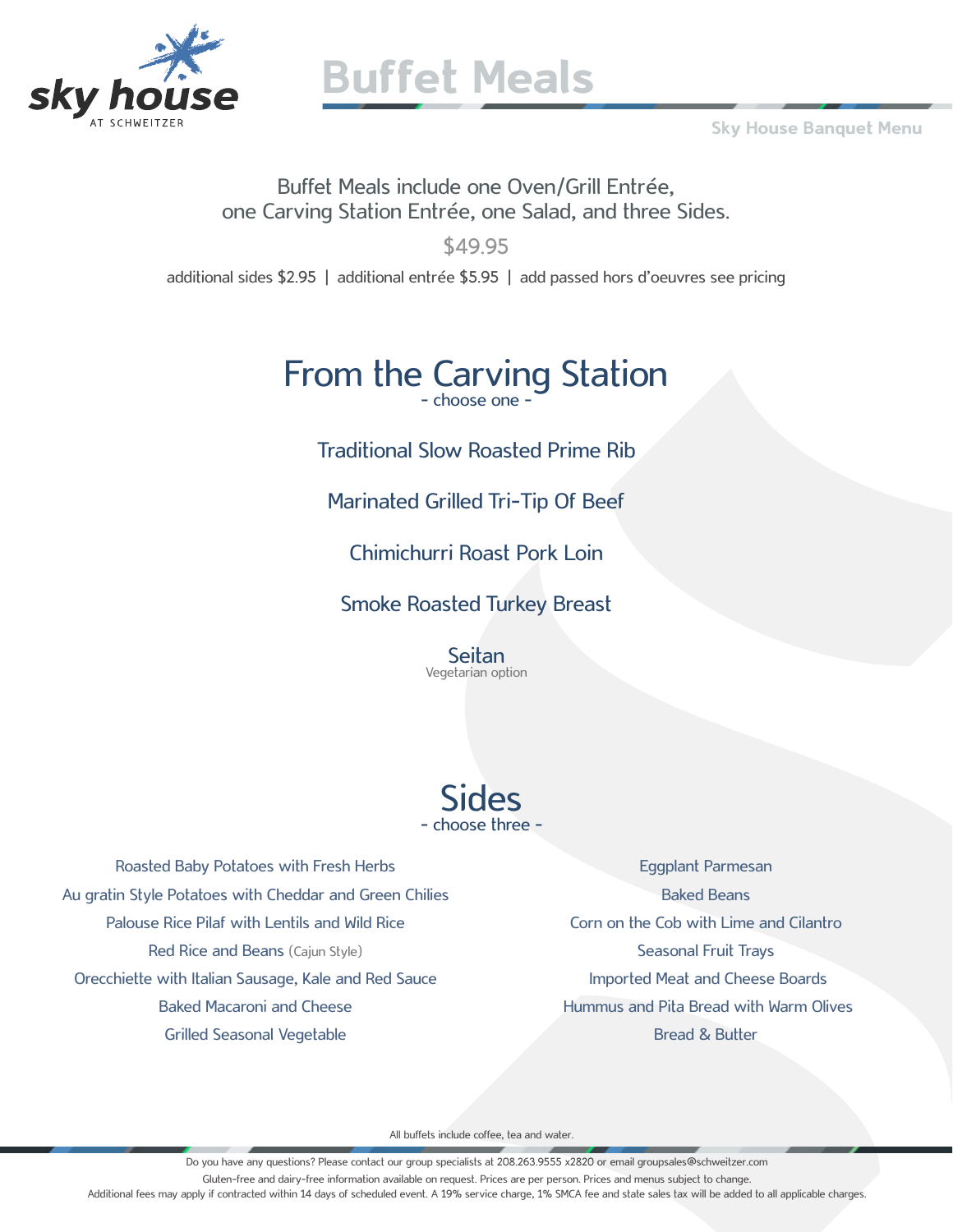# Buffet Meals

Sky House Banquet Menu

Buffet Meals include one Oven/Grill Entrée,
one Carving Station Entrée, one Salad, and three Sides.

$49.95

additional sides $2.95 | additional entrée $5.95 | add passed hors d'oeuvres see pricing

## From the Carving Station

- choose one -

Traditional Slow Roasted Prime Rib

Marinated Grilled Tri-Tip Of Beef

Chimichurri Roast Pork Loin

Smoke Roasted Turkey Breast

Seitan
Vegetarian option

## Sides

- choose three -

Roasted Baby Potatoes with Fresh Herbs

Au gratin Style Potatoes with Cheddar and Green Chilies

Palouse Rice Pilaf with Lentils and Wild Rice

Red Rice and Beans (Cajun Style)

Orecchiette with Italian Sausage, Kale and Red Sauce

Baked Macaroni and Cheese

Grilled Seasonal Vegetable

Eggplant Parmesan

Baked Beans

Corn on the Cob with Lime and Cilantro

Seasonal Fruit Trays

Imported Meat and Cheese Boards

Hummus and Pita Bread with Warm Olives

Bread & Butter

All buffets include coffee, tea and water.

Do you have any questions? Please contact our group specialists at 208.263.9555 x2820 or email groupsales@schweitzer.com

Gluten-free and dairy-free information available on request. Prices are per person. Prices and menus subject to change.

Additional fees may apply if contracted within 14 days of scheduled event. A 19% service charge, 1% SMCA fee and state sales tax will be added to all applicable charges.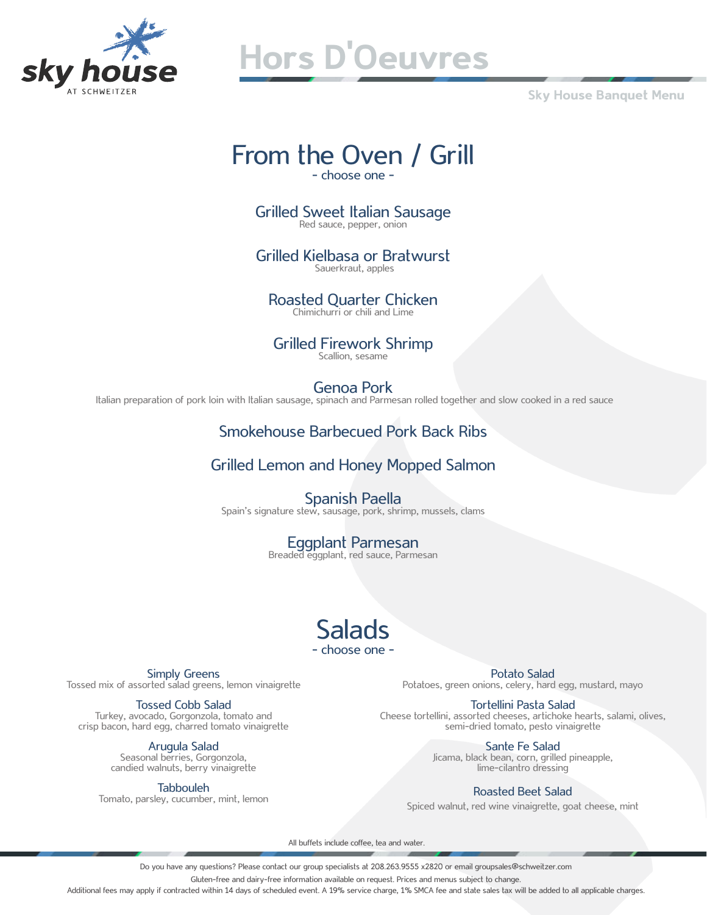# Hors D'Oeuvres

Sky House Banquet Menu

## From the Oven / Grill

- choose one -

### Grilled Sweet Italian Sausage
Red sauce, pepper, onion

### Grilled Kielbasa or Bratwurst
Sauerkraut, apples

### Roasted Quarter Chicken
Chimichurri or chili and Lime

### Grilled Firework Shrimp
Scallion, sesame

### Genoa Pork
Italian preparation of pork loin with Italian sausage, spinach and Parmesan rolled together and slow cooked in a red sauce

### Smokehouse Barbecued Pork Back Ribs

### Grilled Lemon and Honey Mopped Salmon

### Spanish Paella
Spain's signature stew, sausage, pork, shrimp, mussels, clams

### Eggplant Parmesan
Breaded eggplant, red sauce, Parmesan

## Salads

- choose one -

### Simply Greens
Tossed mix of assorted salad greens, lemon vinaigrette

### Tossed Cobb Salad
Turkey, avocado, Gorgonzola, tomato and crisp bacon, hard egg, charred tomato vinaigrette

### Arugula Salad
Seasonal berries, Gorgonzola, candied walnuts, berry vinaigrette

### Tabbouleh
Tomato, parsley, cucumber, mint, lemon

### Potato Salad
Potatoes, green onions, celery, hard egg, mustard, mayo

### Tortellini Pasta Salad
Cheese tortellini, assorted cheeses, artichoke hearts, salami, olives, semi-dried tomato, pesto vinaigrette

### Sante Fe Salad
Jicama, black bean, corn, grilled pineapple, lime-cilantro dressing

### Roasted Beet Salad
Spiced walnut, red wine vinaigrette, goat cheese, mint

All buffets include coffee, tea and water.

Do you have any questions? Please contact our group specialists at 208.263.9555 x2820 or email groupsales@schweitzer.com

Gluten-free and dairy-free information available on request. Prices and menus subject to change.

Additional fees may apply if contracted within 14 days of scheduled event. A 19% service charge, 1% SMCA fee and state sales tax will be added to all applicable charges.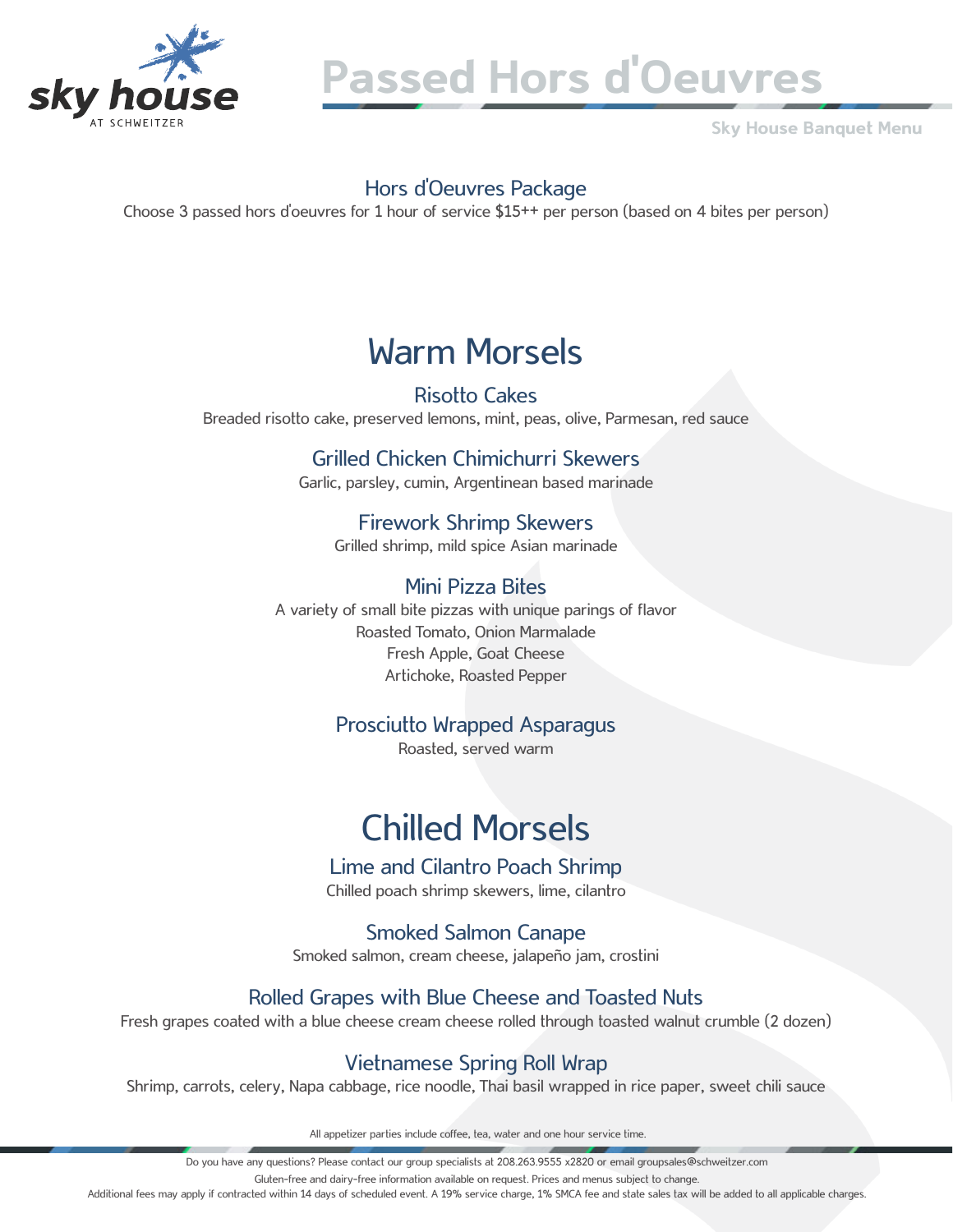# Passed Hors d'Oeuvres

Sky House Banquet Menu

### Hors d'Oeuvres Package

Choose 3 passed hors d'oeuvres for 1 hour of service $15++ per person (based on 4 bites per person)

## Warm Morsels

### Risotto Cakes

Breaded risotto cake, preserved lemons, mint, peas, olive, Parmesan, red sauce

### Grilled Chicken Chimichurri Skewers

Garlic, parsley, cumin, Argentinean based marinade

### Firework Shrimp Skewers

Grilled shrimp, mild spice Asian marinade

### Mini Pizza Bites

A variety of small bite pizzas with unique parings of flavor
Roasted Tomato, Onion Marmalade
Fresh Apple, Goat Cheese
Artichoke, Roasted Pepper

### Prosciutto Wrapped Asparagus

Roasted, served warm

## Chilled Morsels

### Lime and Cilantro Poach Shrimp

Chilled poach shrimp skewers, lime, cilantro

### Smoked Salmon Canape

Smoked salmon, cream cheese, jalapeño jam, crostini

### Rolled Grapes with Blue Cheese and Toasted Nuts

Fresh grapes coated with a blue cheese cream cheese rolled through toasted walnut crumble (2 dozen)

### Vietnamese Spring Roll Wrap

Shrimp, carrots, celery, Napa cabbage, rice noodle, Thai basil wrapped in rice paper, sweet chili sauce

All appetizer parties include coffee, tea, water and one hour service time.

Do you have any questions? Please contact our group specialists at 208.263.9555 x2820 or email groupsales@schweitzer.com

Gluten-free and dairy-free information available on request. Prices and menus subject to change.

Additional fees may apply if contracted within 14 days of scheduled event. A 19% service charge, 1% SMCA fee and state sales tax will be added to all applicable charges.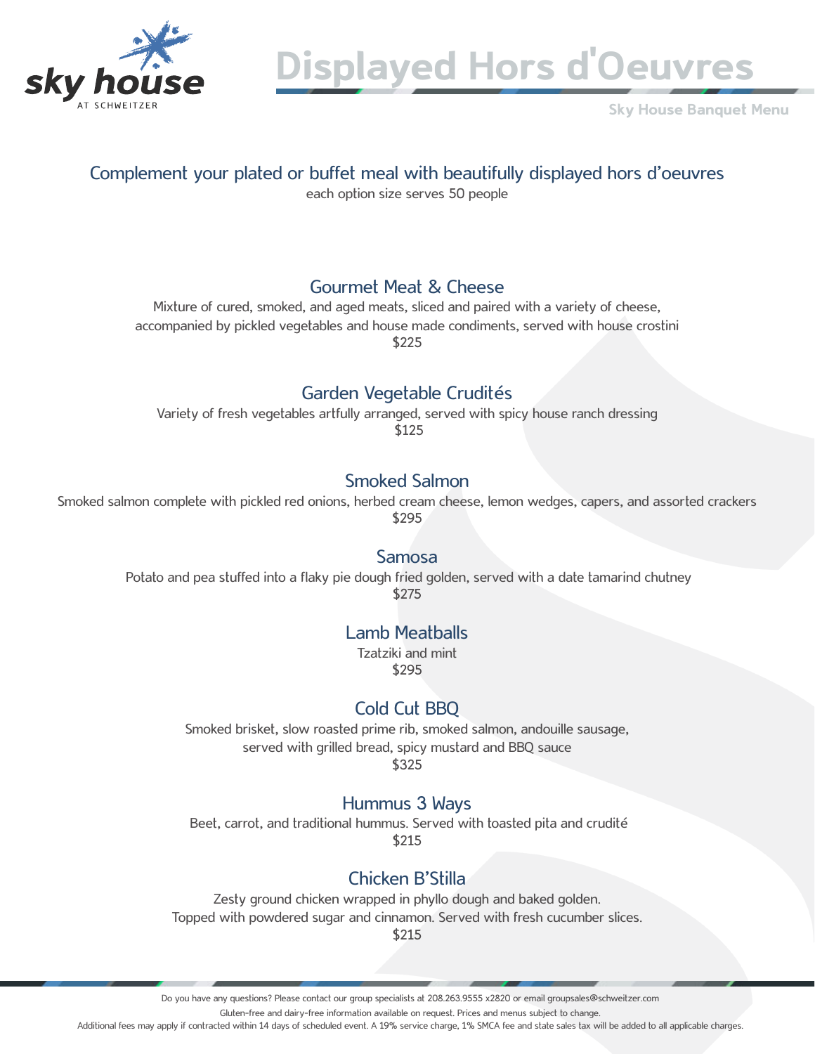sky house AT SCHWEITZER

# Displayed Hors d'Oeuvres

Sky House Banquet Menu

## Complement your plated or buffet meal with beautifully displayed hors d'oeuvres

each option size serves 50 people

### Gourmet Meat & Cheese

Mixture of cured, smoked, and aged meats, sliced and paired with a variety of cheese, accompanied by pickled vegetables and house made condiments, served with house crostini

$225

### Garden Vegetable Crudités

Variety of fresh vegetables artfully arranged, served with spicy house ranch dressing

$125

### Smoked Salmon

Smoked salmon complete with pickled red onions, herbed cream cheese, lemon wedges, capers, and assorted crackers

$295

### Samosa

Potato and pea stuffed into a flaky pie dough fried golden, served with a date tamarind chutney

$275

### Lamb Meatballs

Tzatziki and mint

$295

### Cold Cut BBQ

Smoked brisket, slow roasted prime rib, smoked salmon, andouille sausage, served with grilled bread, spicy mustard and BBQ sauce

$325

### Hummus 3 Ways

Beet, carrot, and traditional hummus. Served with toasted pita and crudité

$215

### Chicken B'Stilla

Zesty ground chicken wrapped in phyllo dough and baked golden. Topped with powdered sugar and cinnamon. Served with fresh cucumber slices.

$215

Do you have any questions? Please contact our group specialists at 208.263.9555 x2820 or email groupsales@schweitzer.com

Gluten-free and dairy-free information available on request. Prices and menus subject to change.

Additional fees may apply if contracted within 14 days of scheduled event. A 19% service charge, 1% SMCA fee and state sales tax will be added to all applicable charges.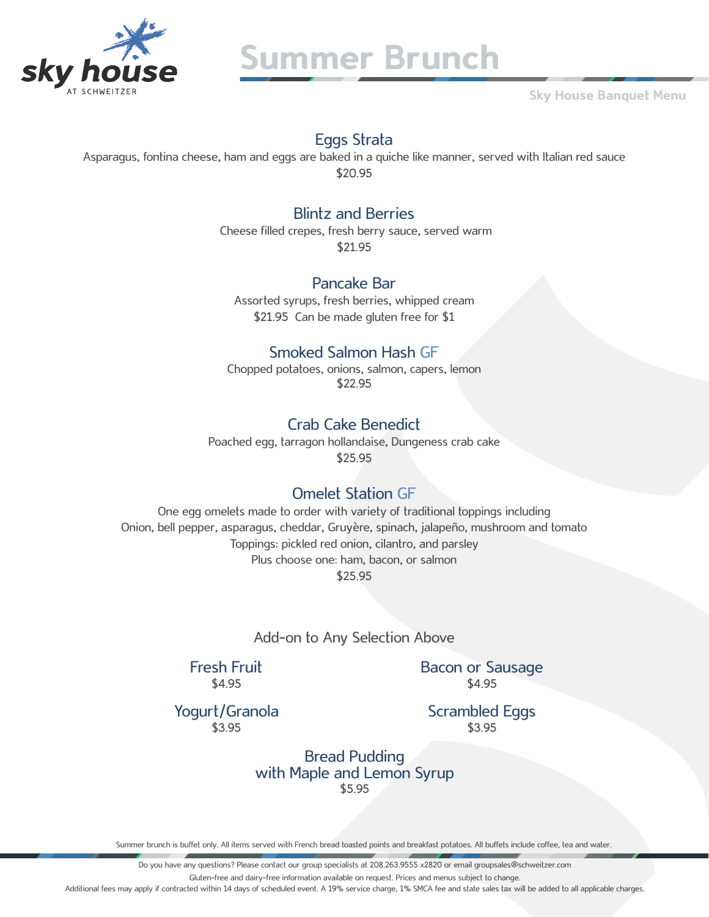sky house
AT SCHWEITZER

# Summer Brunch

Sky House Banquet Menu

## Eggs Strata

Asparagus, fontina cheese, ham and eggs are baked in a quiche like manner, served with Italian red sauce

$20.95

## Blintz and Berries

Cheese filled crepes, fresh berry sauce, served warm

$21.95

## Pancake Bar

Assorted syrups, fresh berries, whipped cream

$21.95 Can be made gluten free for $1

## Smoked Salmon Hash GF

Chopped potatoes, onions, salmon, capers, lemon

$22.95

## Crab Cake Benedict

Poached egg, tarragon hollandaise, Dungeness crab cake

$25.95

## Omelet Station GF

One egg omelets made to order with variety of traditional toppings including

Onion, bell pepper, asparagus, cheddar, Gruyère, spinach, jalapeño, mushroom and tomato

Toppings: pickled red onion, cilantro, and parsley

Plus choose one: ham, bacon, or salmon

$25.95

### Add-on to Any Selection Above

**Fresh Fruit**
$4.95

**Bacon or Sausage**
$4.95

**Yogurt/Granola**
$3.95

**Scrambled Eggs**
$3.95

**Bread Pudding with Maple and Lemon Syrup**
$5.95

Summer brunch is buffet only. All items served with French bread toasted points and breakfast potatoes. All buffets include coffee, tea and water.

Do you have any questions? Please contact our group specialists at 208.263.9555 x2820 or email groupsales@schweitzer.com

Gluten-free and dairy-free information available on request. Prices and menus subject to change.

Additional fees may apply if contracted within 14 days of scheduled event. A 19% service charge, 1% SMCA fee and state sales tax will be added to all applicable charges.